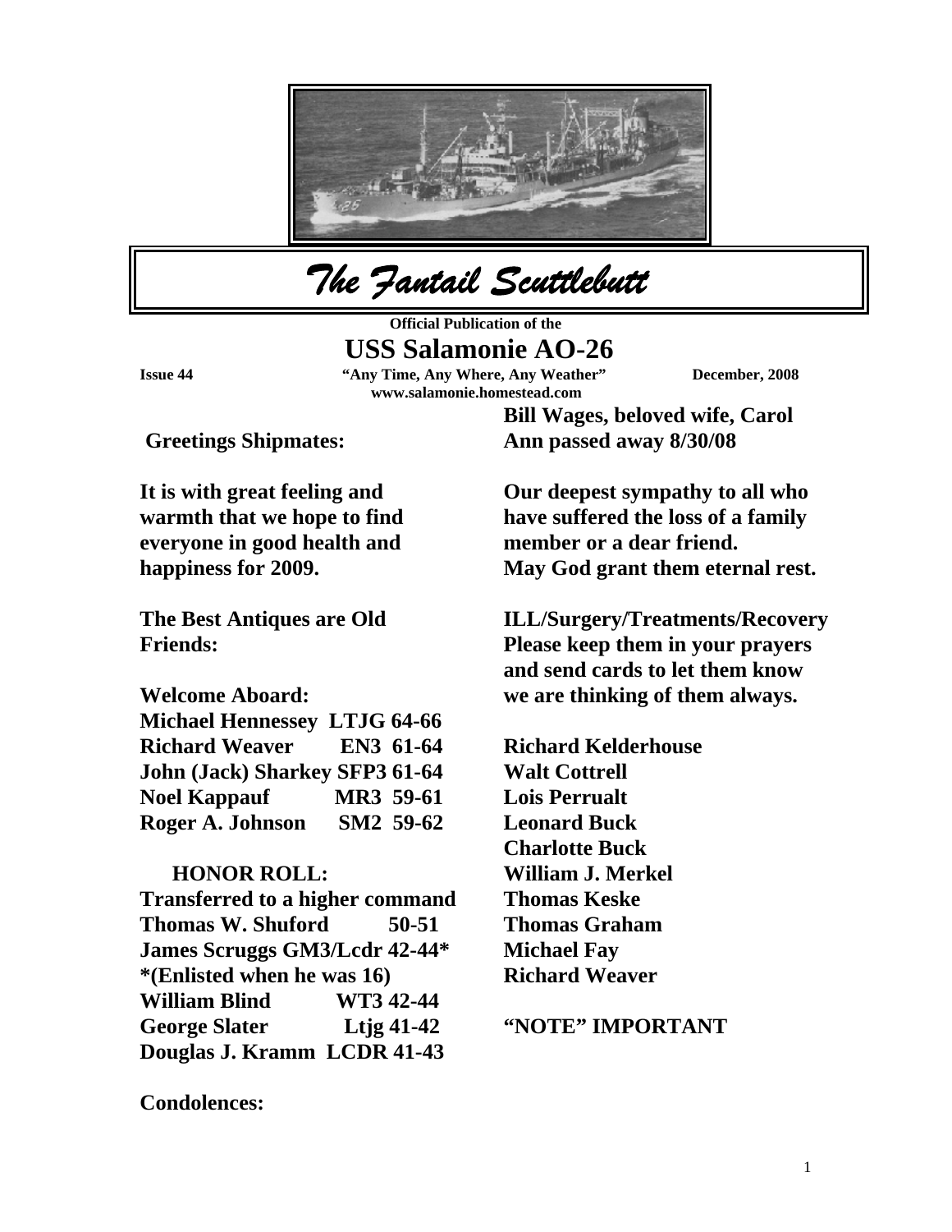# *The Fantail Scuttlebutt*

**Official Publication of the**

## USS Salamonie AO-26

**Issue 44** — **"Any Time, Any Where, Any Weather"** — **December, 2008**

**www.salamonie.homestead.com**

**Greetings Shipmates:**

**It is with great feeling and warmth that we hope to find everyone in good health and happiness for 2009.**

**The Best Antiques are Old Friends:**

**Welcome Aboard:**

| Name | Rate | Years |
|---|---|---|
| Michael Hennessey | LTJG | 64-66 |
| Richard Weaver | EN3 | 61-64 |
| John (Jack) Sharkey | SFP3 | 61-64 |
| Noel Kappauf | MR3 | 59-61 |
| Roger A. Johnson | SM2 | 59-62 |

**HONOR ROLL:**

**Transferred to a higher command**

**Thomas W. Shuford 50-51**
**James Scruggs GM3/Lcdr 42-44***
***(Enlisted when he was 16)**
**William Blind WT3 42-44**
**George Slater Ltjg 41-42**
**Douglas J. Kramm LCDR 41-43**

**Condolences:**

**Bill Wages, beloved wife, Carol Ann passed away 8/30/08**

**Our deepest sympathy to all who have suffered the loss of a family member or a dear friend. May God grant them eternal rest.**

**ILL/Surgery/Treatments/Recovery Please keep them in your prayers and send cards to let them know we are thinking of them always.**

**Richard Kelderhouse**
**Walt Cottrell**
**Lois Perrualt**
**Leonard Buck**
**Charlotte Buck**
**William J. Merkel**
**Thomas Keske**
**Thomas Graham**
**Michael Fay**
**Richard Weaver**

**"NOTE" IMPORTANT**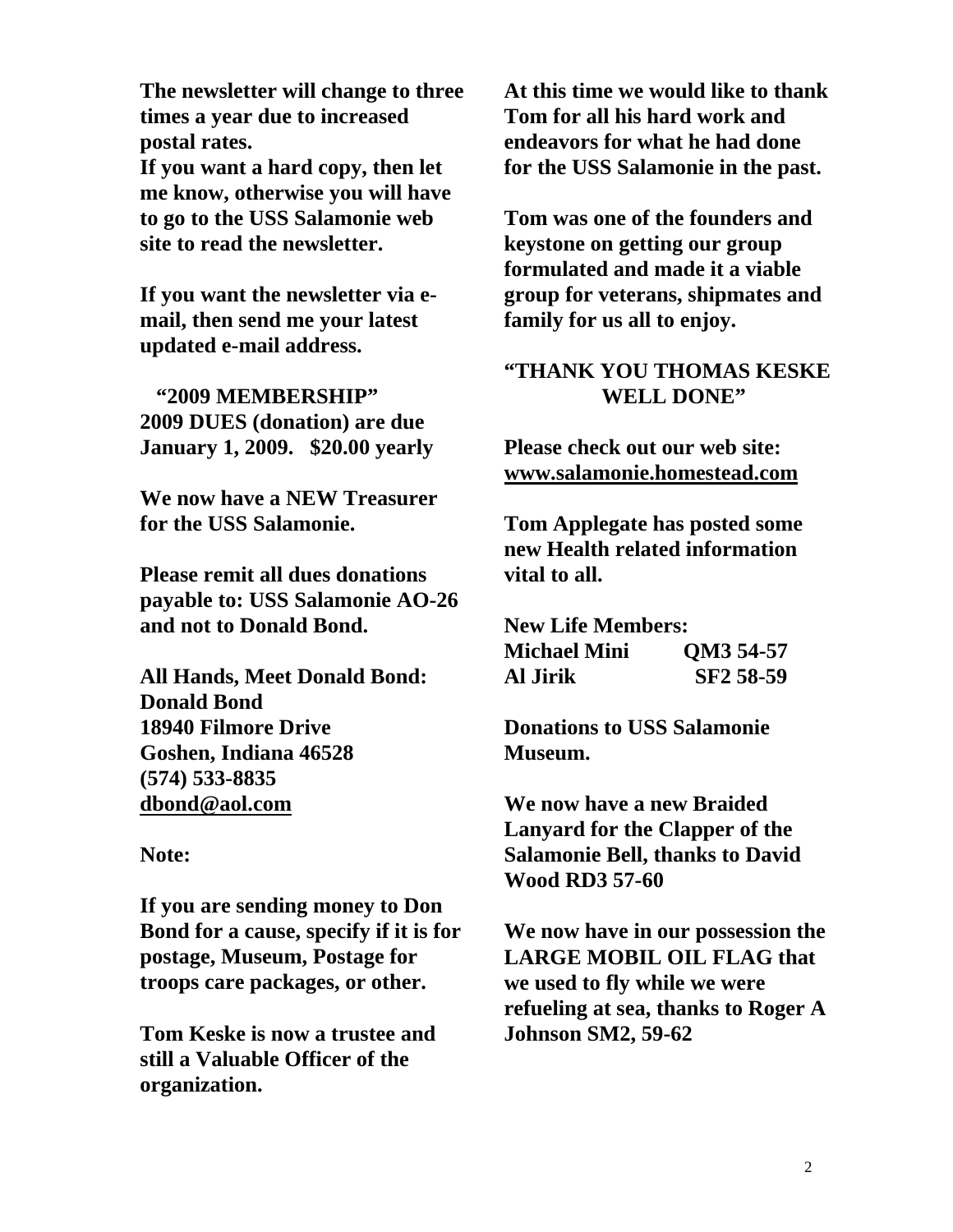**The newsletter will change to three times a year due to increased postal rates.**
**If you want a hard copy, then let me know, otherwise you will have to go to the USS Salamonie web site to read the newsletter.**

**If you want the newsletter via e-mail, then send me your latest updated e-mail address.**

**"2009 MEMBERSHIP"**
**2009 DUES (donation) are due January 1, 2009. $20.00 yearly**

**We now have a NEW Treasurer for the USS Salamonie.**

**Please remit all dues donations payable to: USS Salamonie AO-26 and not to Donald Bond.**

**All Hands, Meet Donald Bond:**
**Donald Bond**
**18940 Filmore Drive**
**Goshen, Indiana 46528**
**(574) 533-8835**
**dbond@aol.com**

**Note:**

**If you are sending money to Don Bond for a cause, specify if it is for postage, Museum, Postage for troops care packages, or other.**

**Tom Keske is now a trustee and still a Valuable Officer of the organization.**

**At this time we would like to thank Tom for all his hard work and endeavors for what he had done for the USS Salamonie in the past.**

**Tom was one of the founders and keystone on getting our group formulated and made it a viable group for veterans, shipmates and family for us all to enjoy.**

**"THANK YOU THOMAS KESKE WELL DONE"**

**Please check out our web site: www.salamonie.homestead.com**

**Tom Applegate has posted some new Health related information vital to all.**

**New Life Members:**
**Michael Mini QM3 54-57**
**Al Jirik SF2 58-59**

**Donations to USS Salamonie Museum.**

**We now have a new Braided Lanyard for the Clapper of the Salamonie Bell, thanks to David Wood RD3 57-60**

**We now have in our possession the LARGE MOBIL OIL FLAG that we used to fly while we were refueling at sea, thanks to Roger A Johnson SM2, 59-62**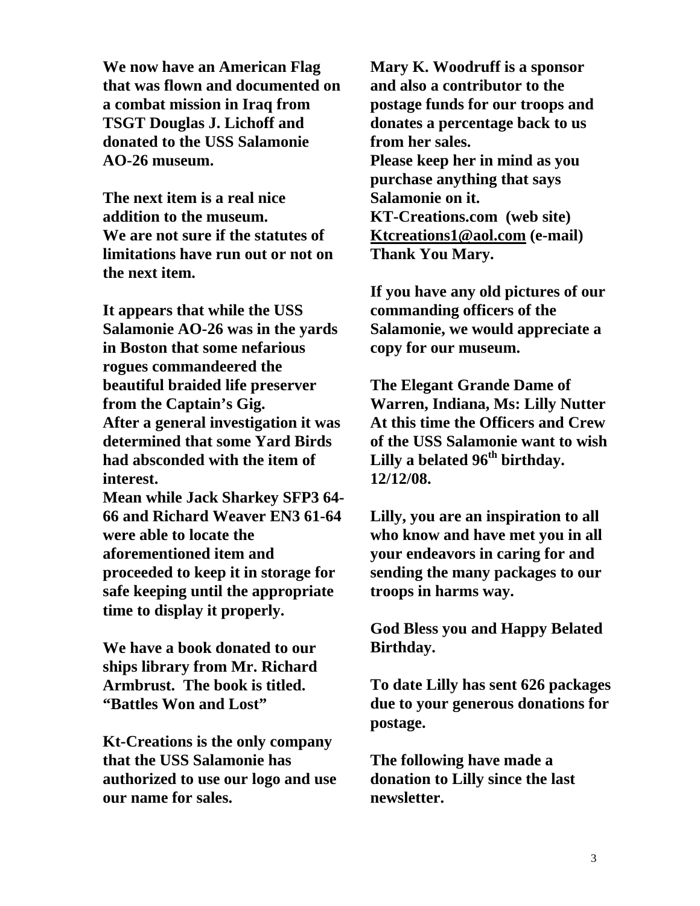**We now have an American Flag that was flown and documented on a combat mission in Iraq from TSGT Douglas J. Lichoff and donated to the USS Salamonie AO-26 museum.**

**The next item is a real nice addition to the museum.**
**We are not sure if the statutes of limitations have run out or not on the next item.**

**It appears that while the USS Salamonie AO-26 was in the yards in Boston that some nefarious rogues commandeered the beautiful braided life preserver from the Captain's Gig.**
**After a general investigation it was determined that some Yard Birds had absconded with the item of interest.**
**Mean while Jack Sharkey SFP3 64-66 and Richard Weaver EN3 61-64 were able to locate the aforementioned item and proceeded to keep it in storage for safe keeping until the appropriate time to display it properly.**

**We have a book donated to our ships library from Mr. Richard Armbrust. The book is titled. "Battles Won and Lost"**

**Kt-Creations is the only company that the USS Salamonie has authorized to use our logo and use our name for sales.**

**Mary K. Woodruff is a sponsor and also a contributor to the postage funds for our troops and donates a percentage back to us from her sales.**
**Please keep her in mind as you purchase anything that says Salamonie on it.**
**KT-Creations.com (web site)**
**Ktcreations1@aol.com (e-mail)**
**Thank You Mary.**

**If you have any old pictures of our commanding officers of the Salamonie, we would appreciate a copy for our museum.**

**The Elegant Grande Dame of Warren, Indiana, Ms: Lilly Nutter**
**At this time the Officers and Crew of the USS Salamonie want to wish Lilly a belated 96th birthday. 12/12/08.**

**Lilly, you are an inspiration to all who know and have met you in all your endeavors in caring for and sending the many packages to our troops in harms way.**

**God Bless you and Happy Belated Birthday.**

**To date Lilly has sent 626 packages due to your generous donations for postage.**

**The following have made a donation to Lilly since the last newsletter.**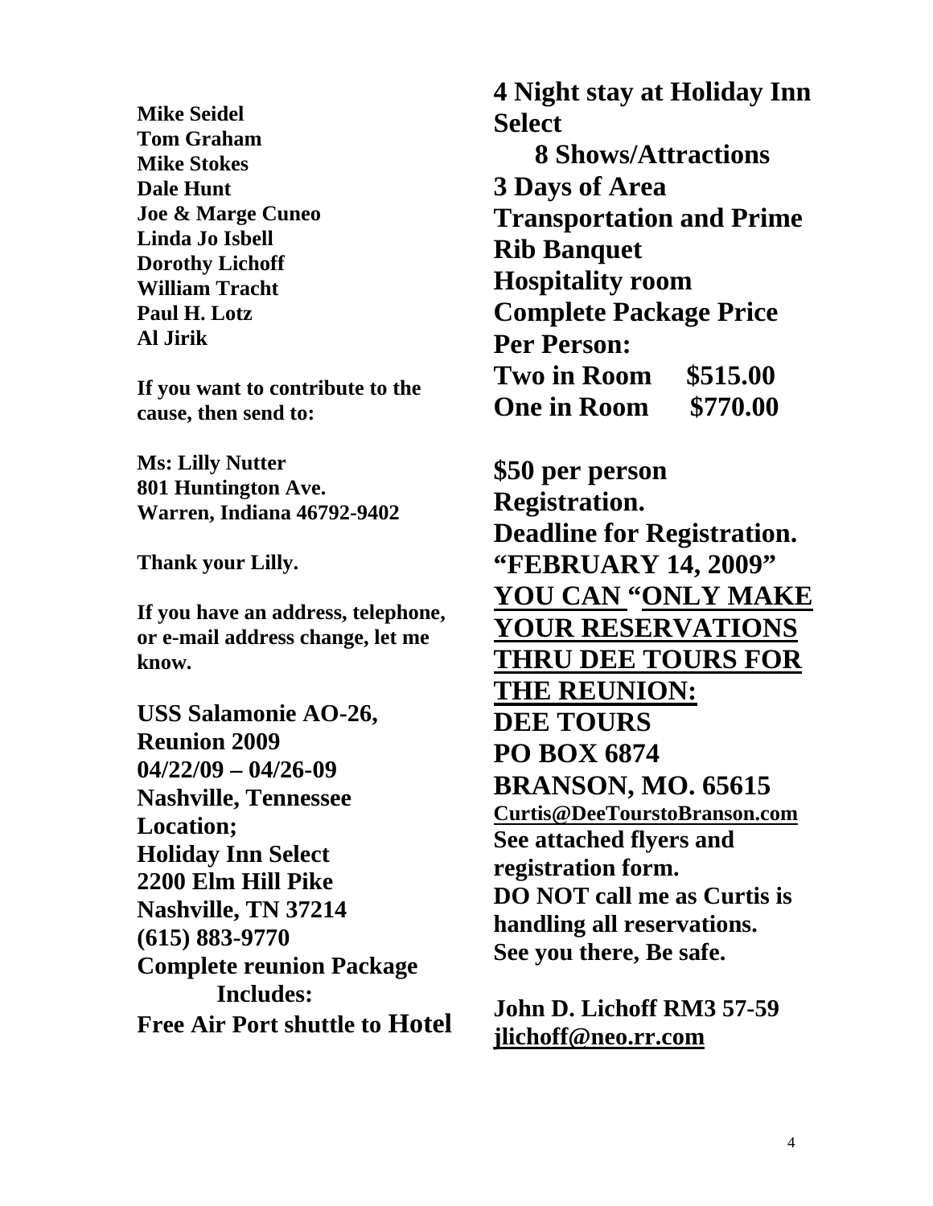**Mike Seidel**
**Tom Graham**
**Mike Stokes**
**Dale Hunt**
**Joe & Marge Cuneo**
**Linda Jo Isbell**
**Dorothy Lichoff**
**William Tracht**
**Paul H. Lotz**
**Al Jirik**

**If you want to contribute to the cause, then send to:**

**Ms: Lilly Nutter**
**801 Huntington Ave.**
**Warren, Indiana 46792-9402**

**Thank your Lilly.**

**If you have an address, telephone, or e-mail address change, let me know.**

**USS Salamonie AO-26,**
**Reunion 2009**
**04/22/09 – 04/26-09**
**Nashville, Tennessee**
**Location;**
**Holiday Inn Select**
**2200 Elm Hill Pike**
**Nashville, TN 37214**
**(615) 883-9770**
**Complete reunion Package Includes:**
**Free Air Port shuttle to Hotel**
**4 Night stay at Holiday Inn Select**
**8 Shows/Attractions**
**3 Days of Area Transportation and Prime Rib Banquet**
**Hospitality room**
**Complete Package Price Per Person:**
**Two in Room $515.00**
**One in Room $770.00**

**$50 per person Registration.**
**Deadline for Registration.**
**"FEBRUARY 14, 2009"**
**YOU CAN "ONLY MAKE YOUR RESERVATIONS THRU DEE TOURS FOR THE REUNION:**
**DEE TOURS**
**PO BOX 6874**
**BRANSON, MO. 65615**
**Curtis@DeeTourstoBranson.com**
**See attached flyers and registration form.**
**DO NOT call me as Curtis is handling all reservations.**
**See you there, Be safe.**

**John D. Lichoff RM3 57-59**
**jlichoff@neo.rr.com**